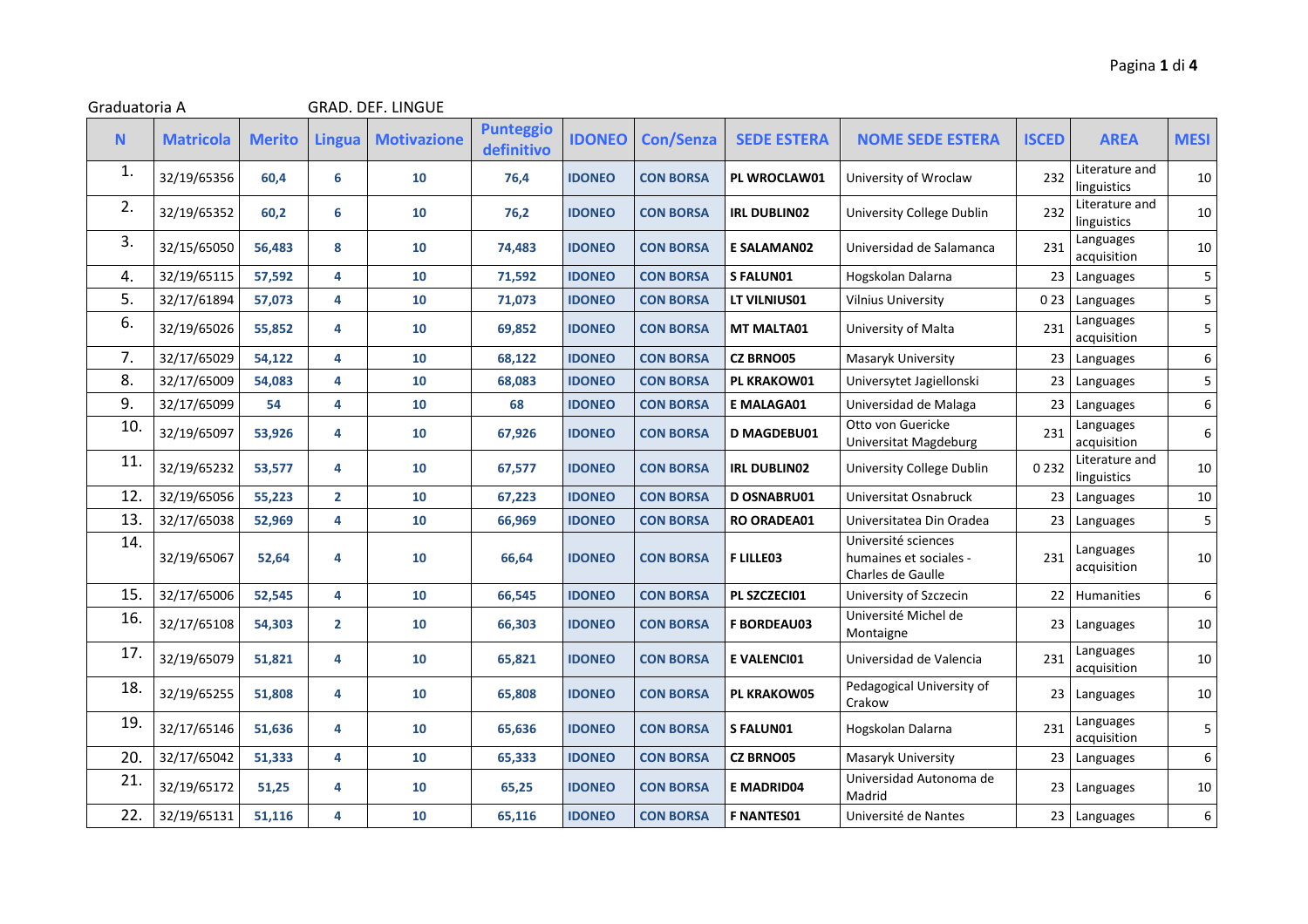Graduatoria A GRAD. DEF. LINGUE

| N | Matricola | Merito | Lingua | Motivazione | Punteggio definitivo | IDONEO | Con/Senza | SEDE ESTERA | NOME SEDE ESTERA | ISCED | AREA | MESI |
|---|---|---|---|---|---|---|---|---|---|---|---|---|
| 1. | 32/19/65356 | 60,4 | 6 | 10 | 76,4 | IDONEO | CON BORSA | PL WROCLAW01 | University of Wroclaw | 232 | Literature and linguistics | 10 |
| 2. | 32/19/65352 | 60,2 | 6 | 10 | 76,2 | IDONEO | CON BORSA | IRL DUBLIN02 | University College Dublin | 232 | Literature and linguistics | 10 |
| 3. | 32/15/65050 | 56,483 | 8 | 10 | 74,483 | IDONEO | CON BORSA | E SALAMAN02 | Universidad de Salamanca | 231 | Languages acquisition | 10 |
| 4. | 32/19/65115 | 57,592 | 4 | 10 | 71,592 | IDONEO | CON BORSA | S FALUN01 | Hogskolan Dalarna | 23 | Languages | 5 |
| 5. | 32/17/61894 | 57,073 | 4 | 10 | 71,073 | IDONEO | CON BORSA | LT VILNIUS01 | Vilnius University | 0 23 | Languages | 5 |
| 6. | 32/19/65026 | 55,852 | 4 | 10 | 69,852 | IDONEO | CON BORSA | MT MALTA01 | University of Malta | 231 | Languages acquisition | 5 |
| 7. | 32/17/65029 | 54,122 | 4 | 10 | 68,122 | IDONEO | CON BORSA | CZ BRNO05 | Masaryk University | 23 | Languages | 6 |
| 8. | 32/17/65009 | 54,083 | 4 | 10 | 68,083 | IDONEO | CON BORSA | PL KRAKOW01 | Universytet Jagiellonski | 23 | Languages | 5 |
| 9. | 32/17/65099 | 54 | 4 | 10 | 68 | IDONEO | CON BORSA | E MALAGA01 | Universidad de Malaga | 23 | Languages | 6 |
| 10. | 32/19/65097 | 53,926 | 4 | 10 | 67,926 | IDONEO | CON BORSA | D MAGDEBU01 | Otto von Guericke Universitat Magdeburg | 231 | Languages acquisition | 6 |
| 11. | 32/19/65232 | 53,577 | 4 | 10 | 67,577 | IDONEO | CON BORSA | IRL DUBLIN02 | University College Dublin | 0 232 | Literature and linguistics | 10 |
| 12. | 32/19/65056 | 55,223 | 2 | 10 | 67,223 | IDONEO | CON BORSA | D OSNABRU01 | Universitat Osnabruck | 23 | Languages | 10 |
| 13. | 32/17/65038 | 52,969 | 4 | 10 | 66,969 | IDONEO | CON BORSA | RO ORADEA01 | Universitatea Din Oradea | 23 | Languages | 5 |
| 14. | 32/19/65067 | 52,64 | 4 | 10 | 66,64 | IDONEO | CON BORSA | F LILLE03 | Université sciences humaines et sociales - Charles de Gaulle | 231 | Languages acquisition | 10 |
| 15. | 32/17/65006 | 52,545 | 4 | 10 | 66,545 | IDONEO | CON BORSA | PL SZCZECI01 | University of Szczecin | 22 | Humanities | 6 |
| 16. | 32/17/65108 | 54,303 | 2 | 10 | 66,303 | IDONEO | CON BORSA | F BORDEAU03 | Université Michel de Montaigne | 23 | Languages | 10 |
| 17. | 32/19/65079 | 51,821 | 4 | 10 | 65,821 | IDONEO | CON BORSA | E VALENCI01 | Universidad de Valencia | 231 | Languages acquisition | 10 |
| 18. | 32/19/65255 | 51,808 | 4 | 10 | 65,808 | IDONEO | CON BORSA | PL KRAKOW05 | Pedagogical University of Crakow | 23 | Languages | 10 |
| 19. | 32/17/65146 | 51,636 | 4 | 10 | 65,636 | IDONEO | CON BORSA | S FALUN01 | Hogskolan Dalarna | 231 | Languages acquisition | 5 |
| 20. | 32/17/65042 | 51,333 | 4 | 10 | 65,333 | IDONEO | CON BORSA | CZ BRNO05 | Masaryk University | 23 | Languages | 6 |
| 21. | 32/19/65172 | 51,25 | 4 | 10 | 65,25 | IDONEO | CON BORSA | E MADRID04 | Universidad Autonoma de Madrid | 23 | Languages | 10 |
| 22. | 32/19/65131 | 51,116 | 4 | 10 | 65,116 | IDONEO | CON BORSA | F NANTES01 | Université de Nantes | 23 | Languages | 6 |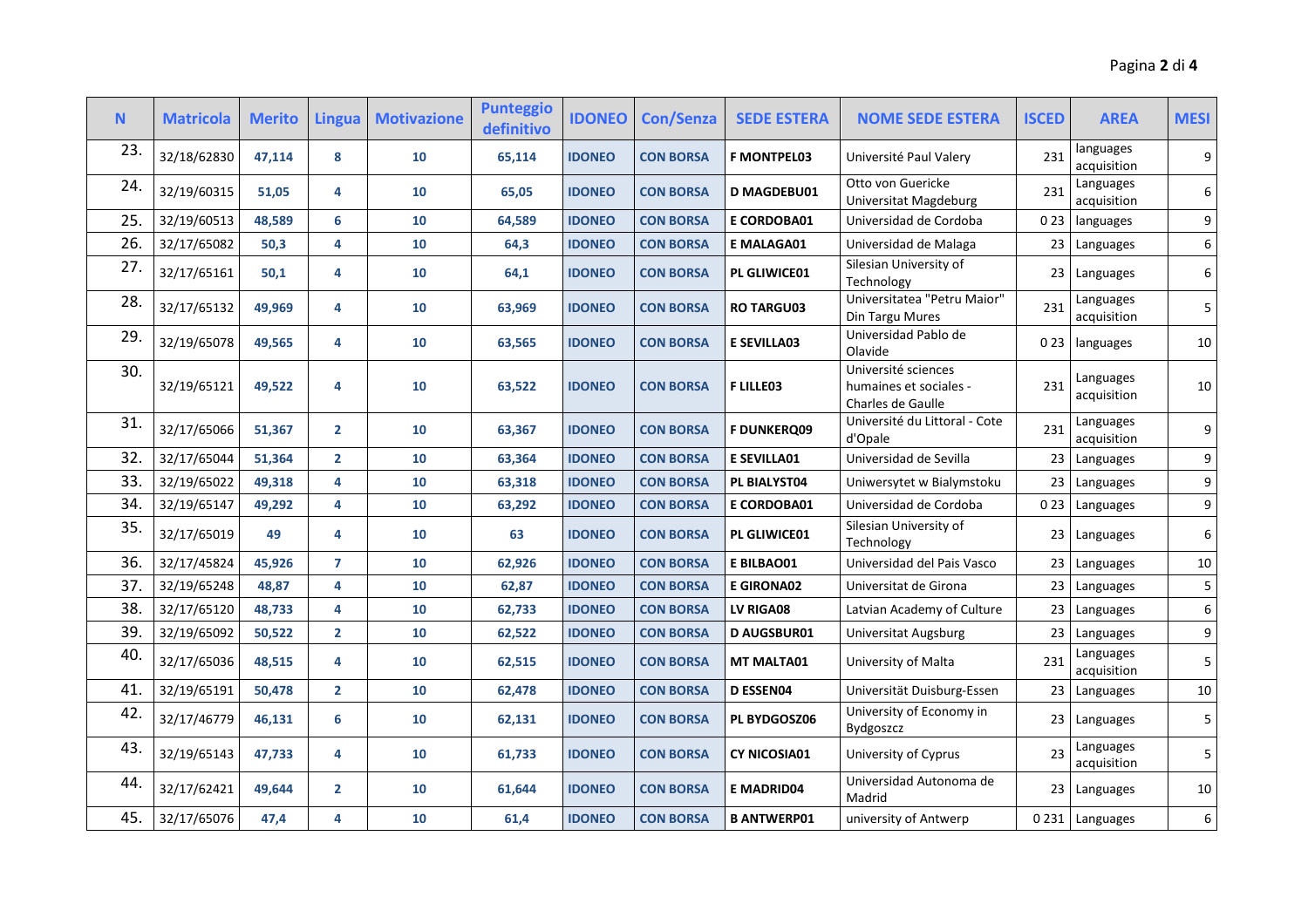| N | Matricola | Merito | Lingua | Motivazione | Punteggio definitivo | IDONEO | Con/Senza | SEDE ESTERA | NOME SEDE ESTERA | ISCED | AREA | MESI |
|---|---|---|---|---|---|---|---|---|---|---|---|---|
| 23. | 32/18/62830 | 47,114 | 8 | 10 | 65,114 | IDONEO | CON BORSA | F MONTPEL03 | Université Paul Valery | 231 | languages acquisition | 9 |
| 24. | 32/19/60315 | 51,05 | 4 | 10 | 65,05 | IDONEO | CON BORSA | D MAGDEBU01 | Otto von Guericke Universitat Magdeburg | 231 | Languages acquisition | 6 |
| 25. | 32/19/60513 | 48,589 | 6 | 10 | 64,589 | IDONEO | CON BORSA | E CORDOBA01 | Universidad de Cordoba | 0 23 | languages | 9 |
| 26. | 32/17/65082 | 50,3 | 4 | 10 | 64,3 | IDONEO | CON BORSA | E MALAGA01 | Universidad de Malaga | 23 | Languages | 6 |
| 27. | 32/17/65161 | 50,1 | 4 | 10 | 64,1 | IDONEO | CON BORSA | PL GLIWICE01 | Silesian University of Technology | 23 | Languages | 6 |
| 28. | 32/17/65132 | 49,969 | 4 | 10 | 63,969 | IDONEO | CON BORSA | RO TARGU03 | Universitatea "Petru Maior" Din Targu Mures | 231 | Languages acquisition | 5 |
| 29. | 32/19/65078 | 49,565 | 4 | 10 | 63,565 | IDONEO | CON BORSA | E SEVILLA03 | Universidad Pablo de Olavide | 0 23 | languages | 10 |
| 30. | 32/19/65121 | 49,522 | 4 | 10 | 63,522 | IDONEO | CON BORSA | F LILLE03 | Université sciences humaines et sociales - Charles de Gaulle | 231 | Languages acquisition | 10 |
| 31. | 32/17/65066 | 51,367 | 2 | 10 | 63,367 | IDONEO | CON BORSA | F DUNKERQ09 | Université du Littoral - Cote d'Opale | 231 | Languages acquisition | 9 |
| 32. | 32/17/65044 | 51,364 | 2 | 10 | 63,364 | IDONEO | CON BORSA | E SEVILLA01 | Universidad de Sevilla | 23 | Languages | 9 |
| 33. | 32/19/65022 | 49,318 | 4 | 10 | 63,318 | IDONEO | CON BORSA | PL BIALYST04 | Uniwersytet w Bialymstoku | 23 | Languages | 9 |
| 34. | 32/19/65147 | 49,292 | 4 | 10 | 63,292 | IDONEO | CON BORSA | E CORDOBA01 | Universidad de Cordoba | 0 23 | Languages | 9 |
| 35. | 32/17/65019 | 49 | 4 | 10 | 63 | IDONEO | CON BORSA | PL GLIWICE01 | Silesian University of Technology | 23 | Languages | 6 |
| 36. | 32/17/45824 | 45,926 | 7 | 10 | 62,926 | IDONEO | CON BORSA | E BILBAO01 | Universidad del Pais Vasco | 23 | Languages | 10 |
| 37. | 32/19/65248 | 48,87 | 4 | 10 | 62,87 | IDONEO | CON BORSA | E GIRONA02 | Universitat de Girona | 23 | Languages | 5 |
| 38. | 32/17/65120 | 48,733 | 4 | 10 | 62,733 | IDONEO | CON BORSA | LV RIGA08 | Latvian Academy of Culture | 23 | Languages | 6 |
| 39. | 32/19/65092 | 50,522 | 2 | 10 | 62,522 | IDONEO | CON BORSA | D AUGSBUR01 | Universitat Augsburg | 23 | Languages | 9 |
| 40. | 32/17/65036 | 48,515 | 4 | 10 | 62,515 | IDONEO | CON BORSA | MT MALTA01 | University of Malta | 231 | Languages acquisition | 5 |
| 41. | 32/19/65191 | 50,478 | 2 | 10 | 62,478 | IDONEO | CON BORSA | D ESSEN04 | Universität Duisburg-Essen | 23 | Languages | 10 |
| 42. | 32/17/46779 | 46,131 | 6 | 10 | 62,131 | IDONEO | CON BORSA | PL BYDGOSZ06 | University of Economy in Bydgoszcz | 23 | Languages | 5 |
| 43. | 32/19/65143 | 47,733 | 4 | 10 | 61,733 | IDONEO | CON BORSA | CY NICOSIA01 | University of Cyprus | 23 | Languages acquisition | 5 |
| 44. | 32/17/62421 | 49,644 | 2 | 10 | 61,644 | IDONEO | CON BORSA | E MADRID04 | Universidad Autonoma de Madrid | 23 | Languages | 10 |
| 45. | 32/17/65076 | 47,4 | 4 | 10 | 61,4 | IDONEO | CON BORSA | B ANTWERP01 | university of Antwerp | 0 231 | Languages | 6 |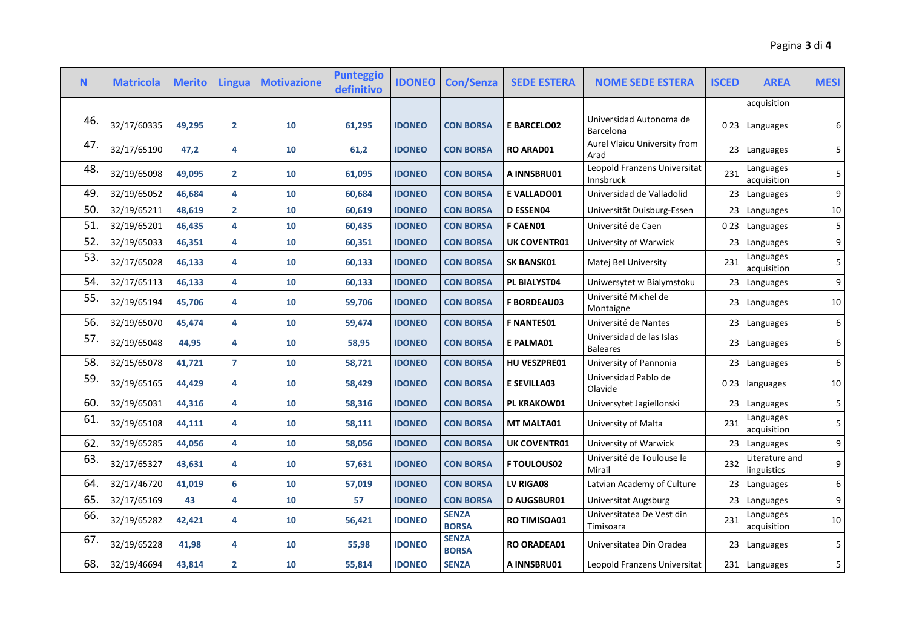| N | Matricola | Merito | Lingua | Motivazione | Punteggio definitivo | IDONEO | Con/Senza | SEDE ESTERA | NOME SEDE ESTERA | ISCED | AREA | MESI |
|---|---|---|---|---|---|---|---|---|---|---|---|---|
| | | | | | | | | | | | acquisition | |
| 46. | 32/17/60335 | 49,295 | 2 | 10 | 61,295 | IDONEO | CON BORSA | E BARCELO02 | Universidad Autonoma de Barcelona | 0 23 | Languages | 6 |
| 47. | 32/17/65190 | 47,2 | 4 | 10 | 61,2 | IDONEO | CON BORSA | RO ARAD01 | Aurel Vlaicu University from Arad | 23 | Languages | 5 |
| 48. | 32/19/65098 | 49,095 | 2 | 10 | 61,095 | IDONEO | CON BORSA | A INNSBRU01 | Leopold Franzens Universitat Innsbruck | 231 | Languages acquisition | 5 |
| 49. | 32/19/65052 | 46,684 | 4 | 10 | 60,684 | IDONEO | CON BORSA | E VALLADO01 | Universidad de Valladolid | 23 | Languages | 9 |
| 50. | 32/19/65211 | 48,619 | 2 | 10 | 60,619 | IDONEO | CON BORSA | D ESSEN04 | Universität Duisburg-Essen | 23 | Languages | 10 |
| 51. | 32/19/65201 | 46,435 | 4 | 10 | 60,435 | IDONEO | CON BORSA | F CAEN01 | Université de Caen | 0 23 | Languages | 5 |
| 52. | 32/19/65033 | 46,351 | 4 | 10 | 60,351 | IDONEO | CON BORSA | UK COVENTR01 | University of Warwick | 23 | Languages | 9 |
| 53. | 32/17/65028 | 46,133 | 4 | 10 | 60,133 | IDONEO | CON BORSA | SK BANSK01 | Matej Bel University | 231 | Languages acquisition | 5 |
| 54. | 32/17/65113 | 46,133 | 4 | 10 | 60,133 | IDONEO | CON BORSA | PL BIALYST04 | Uniwersytet w Bialymstoku | 23 | Languages | 9 |
| 55. | 32/19/65194 | 45,706 | 4 | 10 | 59,706 | IDONEO | CON BORSA | F BORDEAU03 | Université Michel de Montaigne | 23 | Languages | 10 |
| 56. | 32/19/65070 | 45,474 | 4 | 10 | 59,474 | IDONEO | CON BORSA | F NANTES01 | Université de Nantes | 23 | Languages | 6 |
| 57. | 32/19/65048 | 44,95 | 4 | 10 | 58,95 | IDONEO | CON BORSA | E PALMA01 | Universidad de las Islas Baleares | 23 | Languages | 6 |
| 58. | 32/15/65078 | 41,721 | 7 | 10 | 58,721 | IDONEO | CON BORSA | HU VESZPRE01 | University of Pannonia | 23 | Languages | 6 |
| 59. | 32/19/65165 | 44,429 | 4 | 10 | 58,429 | IDONEO | CON BORSA | E SEVILLA03 | Universidad Pablo de Olavide | 0 23 | languages | 10 |
| 60. | 32/19/65031 | 44,316 | 4 | 10 | 58,316 | IDONEO | CON BORSA | PL KRAKOW01 | Universytet Jagiellonski | 23 | Languages | 5 |
| 61. | 32/19/65108 | 44,111 | 4 | 10 | 58,111 | IDONEO | CON BORSA | MT MALTA01 | University of Malta | 231 | Languages acquisition | 5 |
| 62. | 32/19/65285 | 44,056 | 4 | 10 | 58,056 | IDONEO | CON BORSA | UK COVENTR01 | University of Warwick | 23 | Languages | 9 |
| 63. | 32/17/65327 | 43,631 | 4 | 10 | 57,631 | IDONEO | CON BORSA | F TOULOUS02 | Université de Toulouse le Mirail | 232 | Literature and linguistics | 9 |
| 64. | 32/17/46720 | 41,019 | 6 | 10 | 57,019 | IDONEO | CON BORSA | LV RIGA08 | Latvian Academy of Culture | 23 | Languages | 6 |
| 65. | 32/17/65169 | 43 | 4 | 10 | 57 | IDONEO | CON BORSA | D AUGSBUR01 | Universitat Augsburg | 23 | Languages | 9 |
| 66. | 32/19/65282 | 42,421 | 4 | 10 | 56,421 | IDONEO | SENZA BORSA | RO TIMISOA01 | Universitatea De Vest din Timisoara | 231 | Languages acquisition | 10 |
| 67. | 32/19/65228 | 41,98 | 4 | 10 | 55,98 | IDONEO | SENZA BORSA | RO ORADEA01 | Universitatea Din Oradea | 23 | Languages | 5 |
| 68. | 32/19/46694 | 43,814 | 2 | 10 | 55,814 | IDONEO | SENZA | A INNSBRU01 | Leopold Franzens Universitat | 231 | Languages | 5 |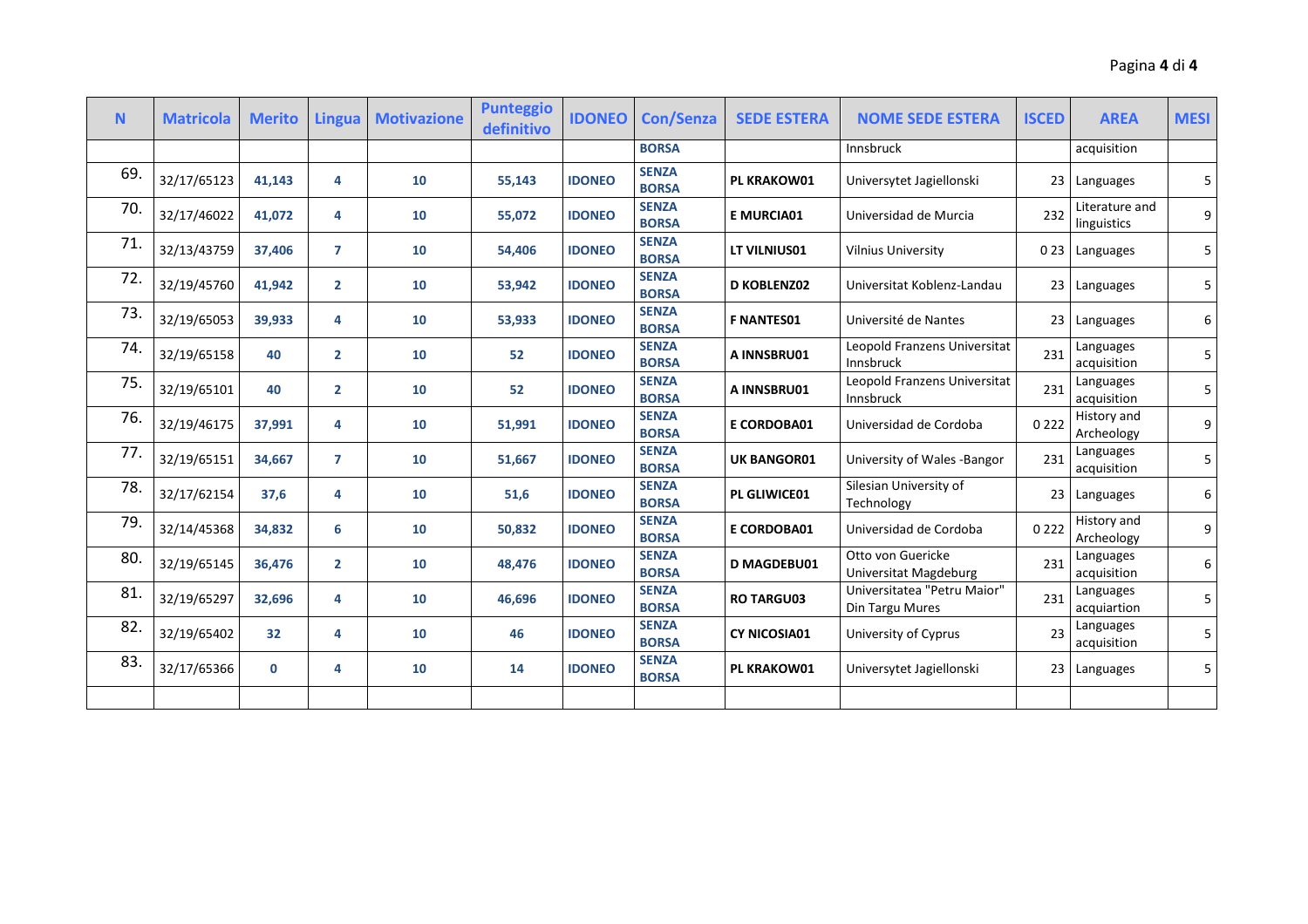| N | Matricola | Merito | Lingua | Motivazione | Punteggio definitivo | IDONEO | Con/Senza | SEDE ESTERA | NOME SEDE ESTERA | ISCED | AREA | MESI |
|---|---|---|---|---|---|---|---|---|---|---|---|---|
| | | | | | | | BORSA | | Innsbruck | | acquisition | |
| 69. | 32/17/65123 | 41,143 | 4 | 10 | 55,143 | IDONEO | SENZA BORSA | PL KRAKOW01 | Universytet Jagiellonski | 23 | Languages | 5 |
| 70. | 32/17/46022 | 41,072 | 4 | 10 | 55,072 | IDONEO | SENZA BORSA | E MURCIA01 | Universidad de Murcia | 232 | Literature and linguistics | 9 |
| 71. | 32/13/43759 | 37,406 | 7 | 10 | 54,406 | IDONEO | SENZA BORSA | LT VILNIUS01 | Vilnius University | 0 23 | Languages | 5 |
| 72. | 32/19/45760 | 41,942 | 2 | 10 | 53,942 | IDONEO | SENZA BORSA | D KOBLENZ02 | Universitat Koblenz-Landau | 23 | Languages | 5 |
| 73. | 32/19/65053 | 39,933 | 4 | 10 | 53,933 | IDONEO | SENZA BORSA | F NANTES01 | Université de Nantes | 23 | Languages | 6 |
| 74. | 32/19/65158 | 40 | 2 | 10 | 52 | IDONEO | SENZA BORSA | A INNSBRU01 | Leopold Franzens Universitat Innsbruck | 231 | Languages acquisition | 5 |
| 75. | 32/19/65101 | 40 | 2 | 10 | 52 | IDONEO | SENZA BORSA | A INNSBRU01 | Leopold Franzens Universitat Innsbruck | 231 | Languages acquisition | 5 |
| 76. | 32/19/46175 | 37,991 | 4 | 10 | 51,991 | IDONEO | SENZA BORSA | E CORDOBA01 | Universidad de Cordoba | 0 222 | History and Archeology | 9 |
| 77. | 32/19/65151 | 34,667 | 7 | 10 | 51,667 | IDONEO | SENZA BORSA | UK BANGOR01 | University of Wales -Bangor | 231 | Languages acquisition | 5 |
| 78. | 32/17/62154 | 37,6 | 4 | 10 | 51,6 | IDONEO | SENZA BORSA | PL GLIWICE01 | Silesian University of Technology | 23 | Languages | 6 |
| 79. | 32/14/45368 | 34,832 | 6 | 10 | 50,832 | IDONEO | SENZA BORSA | E CORDOBA01 | Universidad de Cordoba | 0 222 | History and Archeology | 9 |
| 80. | 32/19/65145 | 36,476 | 2 | 10 | 48,476 | IDONEO | SENZA BORSA | D MAGDEBU01 | Otto von Guericke Universitat Magdeburg | 231 | Languages acquisition | 6 |
| 81. | 32/19/65297 | 32,696 | 4 | 10 | 46,696 | IDONEO | SENZA BORSA | RO TARGU03 | Universitatea "Petru Maior" Din Targu Mures | 231 | Languages acquiartion | 5 |
| 82. | 32/19/65402 | 32 | 4 | 10 | 46 | IDONEO | SENZA BORSA | CY NICOSIA01 | University of Cyprus | 23 | Languages acquisition | 5 |
| 83. | 32/17/65366 | 0 | 4 | 10 | 14 | IDONEO | SENZA BORSA | PL KRAKOW01 | Universytet Jagiellonski | 23 | Languages | 5 |
| | | | | | | | | | | | | |